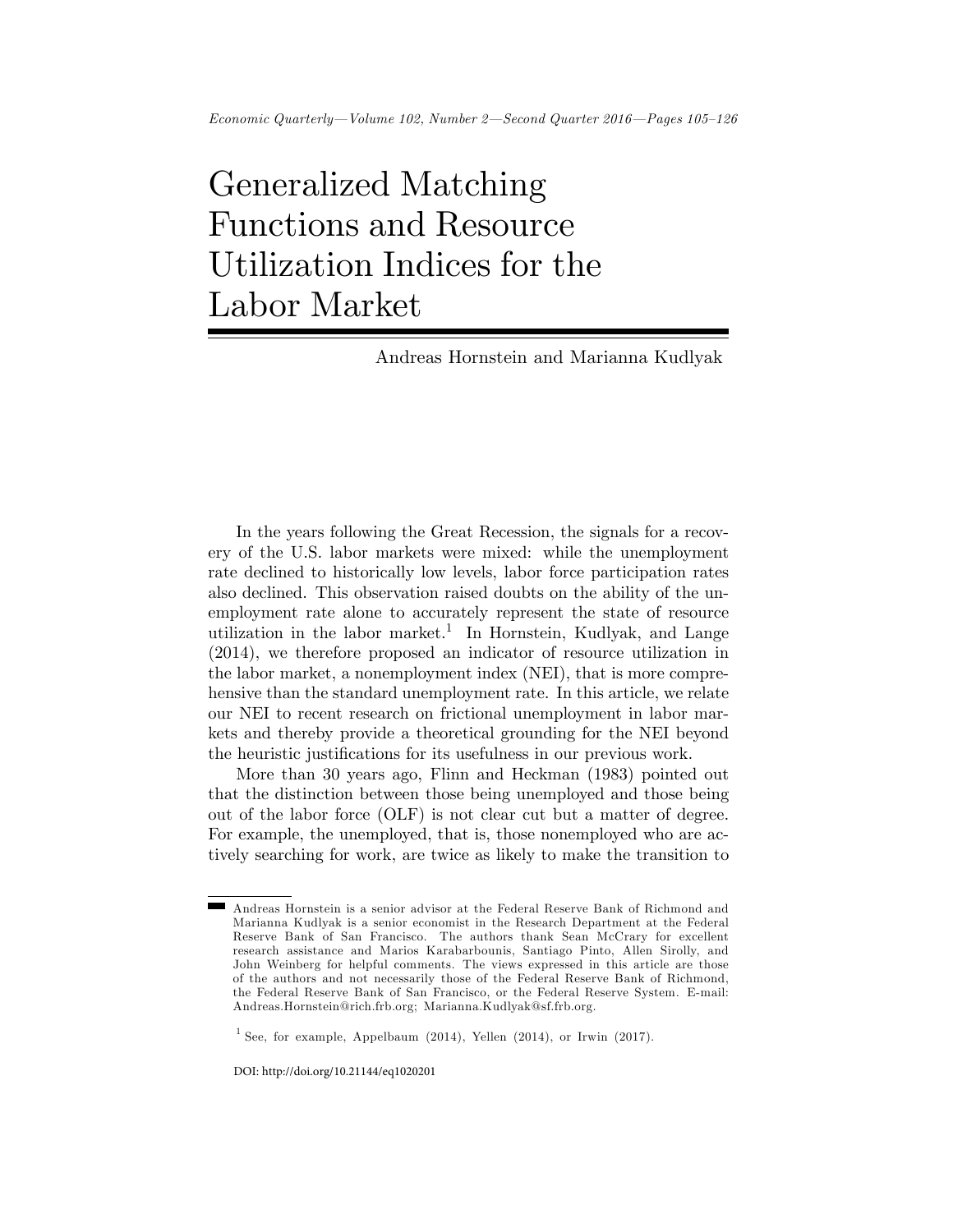# Generalized Matching Functions and Resource Utilization Indices for the Labor Market

Andreas Hornstein and Marianna Kudlyak

In the years following the Great Recession, the signals for a recovery of the U.S. labor markets were mixed: while the unemployment rate declined to historically low levels, labor force participation rates also declined. This observation raised doubts on the ability of the unemployment rate alone to accurately represent the state of resource utilization in the labor market.[1] In Hornstein, Kudlyak, and Lange (2014), we therefore proposed an indicator of resource utilization in the labor market, a nonemployment index (NEI), that is more comprehensive than the standard unemployment rate. In this article, we relate our NEI to recent research on frictional unemployment in labor markets and thereby provide a theoretical grounding for the NEI beyond the heuristic justifications for its usefulness in our previous work.

More than 30 years ago, Flinn and Heckman (1983) pointed out that the distinction between those being unemployed and those being out of the labor force (OLF) is not clear cut but a matter of degree. For example, the unemployed, that is, those nonemployed who are actively searching for work, are twice as likely to make the transition to

Andreas Hornstein is a senior advisor at the Federal Reserve Bank of Richmond and Marianna Kudlyak is a senior economist in the Research Department at the Federal Reserve Bank of San Francisco. The authors thank Sean McCrary for excellent research assistance and Marios Karabarbounis, Santiago Pinto, Allen Sirolly, and John Weinberg for helpful comments. The views expressed in this article are those of the authors and not necessarily those of the Federal Reserve Bank of Richmond, the Federal Reserve Bank of San Francisco, or the Federal Reserve System. E-mail: Andreas.Hornstein@rich.frb.org; Marianna.Kudlyak@sf.frb.org.

[1] See, for example, Appelbaum (2014), Yellen (2014), or Irwin (2017).

DOI: http://doi.org/10.21144/eq1020201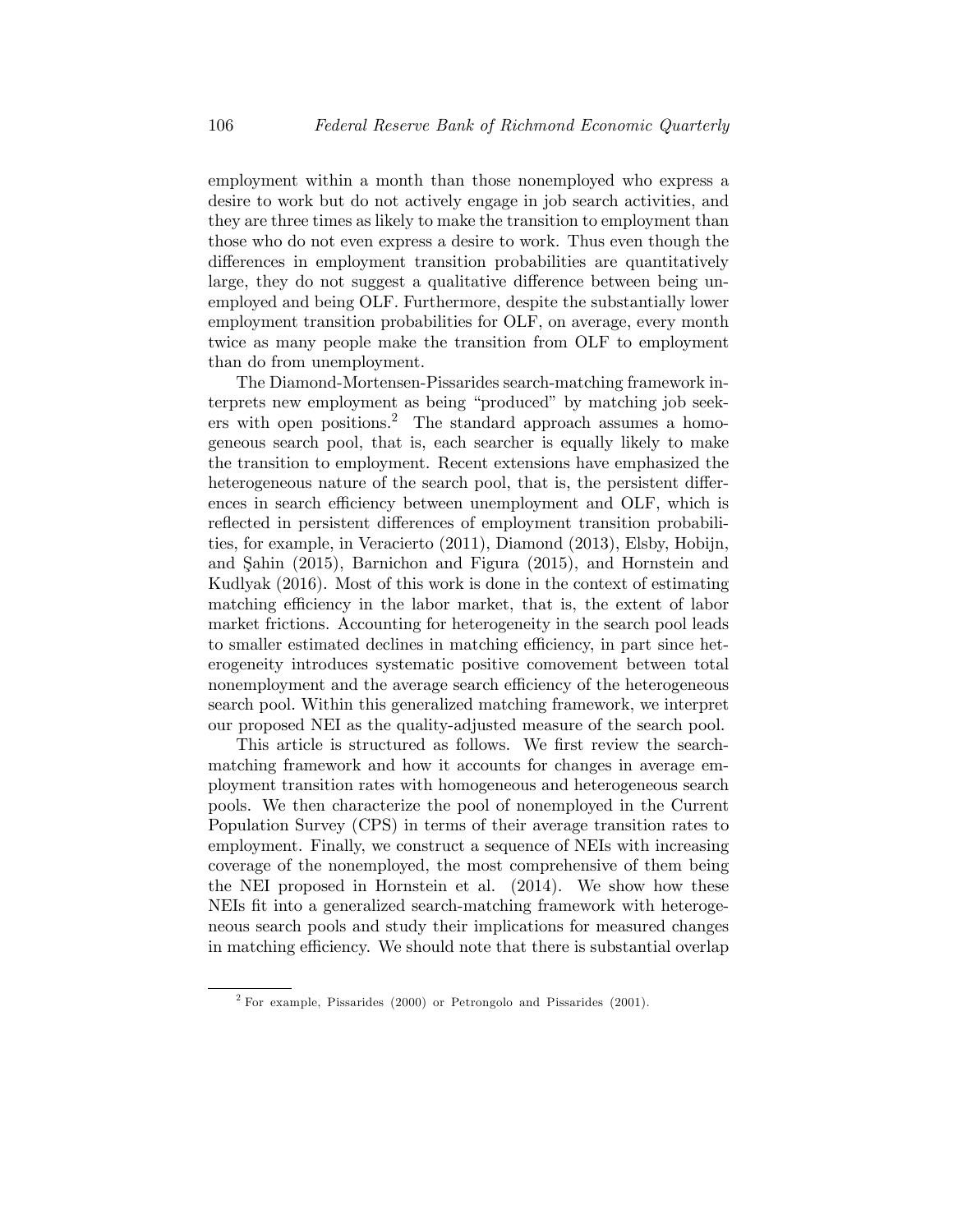employment within a month than those nonemployed who express a desire to work but do not actively engage in job search activities, and they are three times as likely to make the transition to employment than those who do not even express a desire to work. Thus even though the differences in employment transition probabilities are quantitatively large, they do not suggest a qualitative difference between being unemployed and being OLF. Furthermore, despite the substantially lower employment transition probabilities for OLF, on average, every month twice as many people make the transition from OLF to employment than do from unemployment.

The Diamond-Mortensen-Pissarides search-matching framework interprets new employment as being "produced" by matching job seekers with open positions.[2] The standard approach assumes a homogeneous search pool, that is, each searcher is equally likely to make the transition to employment. Recent extensions have emphasized the heterogeneous nature of the search pool, that is, the persistent differences in search efficiency between unemployment and OLF, which is reflected in persistent differences of employment transition probabilities, for example, in Veracierto (2011), Diamond (2013), Elsby, Hobijn, and Şahin (2015), Barnichon and Figura (2015), and Hornstein and Kudlyak (2016). Most of this work is done in the context of estimating matching efficiency in the labor market, that is, the extent of labor market frictions. Accounting for heterogeneity in the search pool leads to smaller estimated declines in matching efficiency, in part since heterogeneity introduces systematic positive comovement between total nonemployment and the average search efficiency of the heterogeneous search pool. Within this generalized matching framework, we interpret our proposed NEI as the quality-adjusted measure of the search pool.

This article is structured as follows. We first review the search-matching framework and how it accounts for changes in average employment transition rates with homogeneous and heterogeneous search pools. We then characterize the pool of nonemployed in the Current Population Survey (CPS) in terms of their average transition rates to employment. Finally, we construct a sequence of NEIs with increasing coverage of the nonemployed, the most comprehensive of them being the NEI proposed in Hornstein et al. (2014). We show how these NEIs fit into a generalized search-matching framework with heterogeneous search pools and study their implications for measured changes in matching efficiency. We should note that there is substantial overlap

[2] For example, Pissarides (2000) or Petrongolo and Pissarides (2001).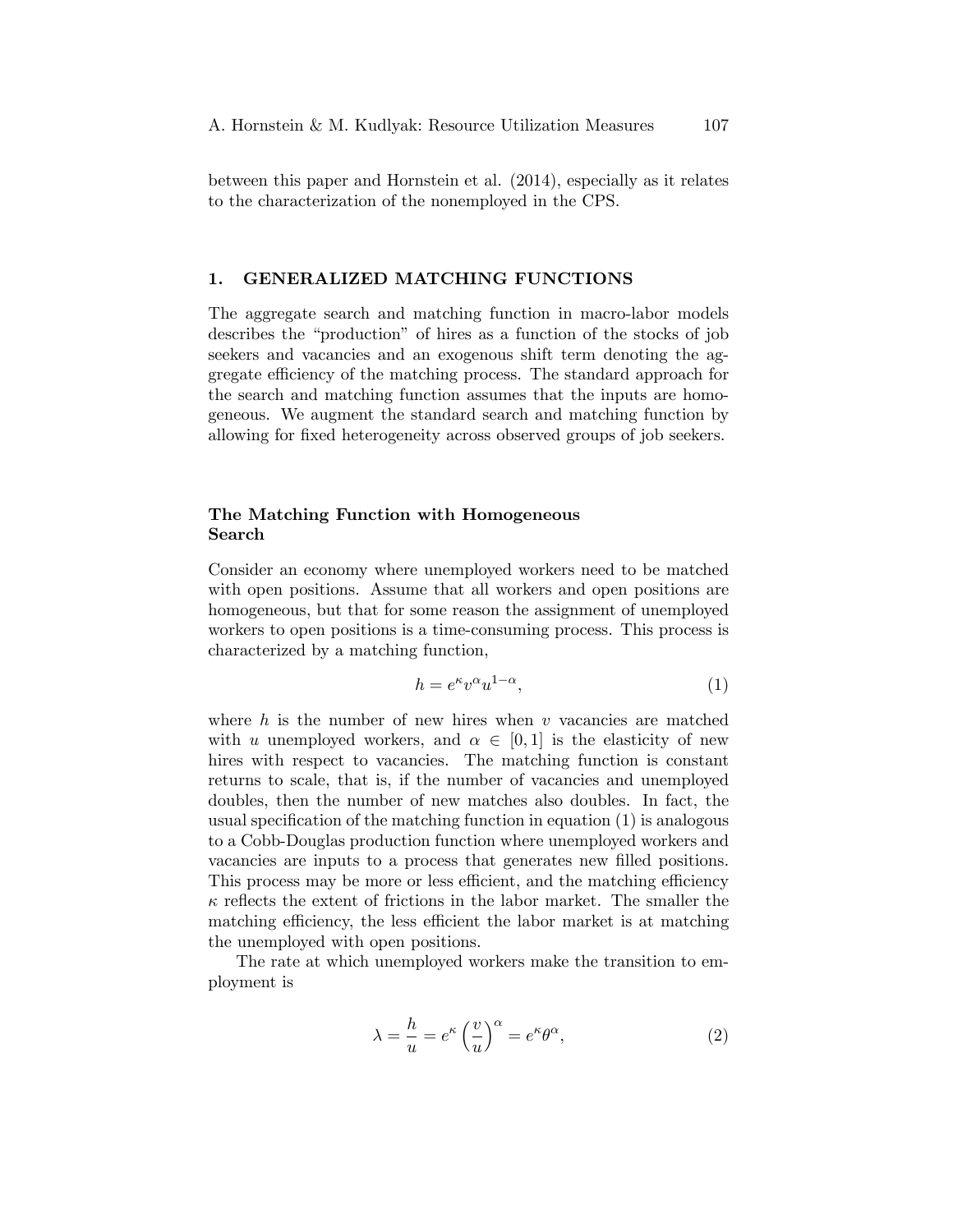between this paper and Hornstein et al. (2014), especially as it relates to the characterization of the nonemployed in the CPS.

## 1. GENERALIZED MATCHING FUNCTIONS

The aggregate search and matching function in macro-labor models describes the "production" of hires as a function of the stocks of job seekers and vacancies and an exogenous shift term denoting the aggregate efficiency of the matching process. The standard approach for the search and matching function assumes that the inputs are homogeneous. We augment the standard search and matching function by allowing for fixed heterogeneity across observed groups of job seekers.

### The Matching Function with Homogeneous Search

Consider an economy where unemployed workers need to be matched with open positions. Assume that all workers and open positions are homogeneous, but that for some reason the assignment of unemployed workers to open positions is a time-consuming process. This process is characterized by a matching function,

$$h = e^{\kappa} v^{\alpha} u^{1-\alpha}, \tag{1}$$

where $h$ is the number of new hires when $v$ vacancies are matched with $u$ unemployed workers, and $\alpha \in [0, 1]$ is the elasticity of new hires with respect to vacancies. The matching function is constant returns to scale, that is, if the number of vacancies and unemployed doubles, then the number of new matches also doubles. In fact, the usual specification of the matching function in equation (1) is analogous to a Cobb-Douglas production function where unemployed workers and vacancies are inputs to a process that generates new filled positions. This process may be more or less efficient, and the matching efficiency $\kappa$ reflects the extent of frictions in the labor market. The smaller the matching efficiency, the less efficient the labor market is at matching the unemployed with open positions.

The rate at which unemployed workers make the transition to employment is

$$\lambda = \frac{h}{u} = e^{\kappa} \left(\frac{v}{u}\right)^{\alpha} = e^{\kappa} \theta^{\alpha}, \tag{2}$$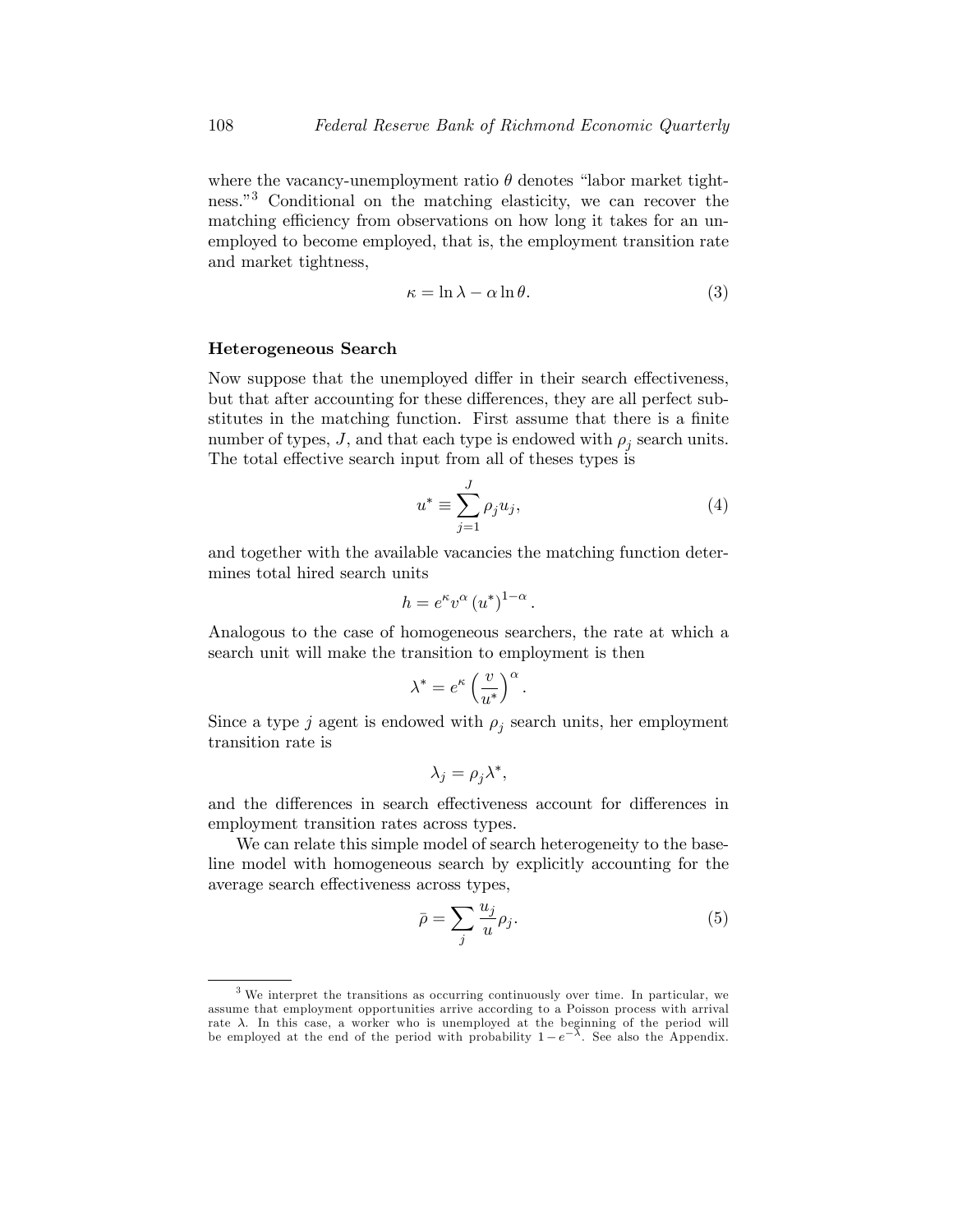where the vacancy-unemployment ratio $\theta$ denotes "labor market tightness."[3] Conditional on the matching elasticity, we can recover the matching efficiency from observations on how long it takes for an unemployed to become employed, that is, the employment transition rate and market tightness,

$$\kappa = \ln \lambda - \alpha \ln \theta. \tag{3}$$

### Heterogeneous Search

Now suppose that the unemployed differ in their search effectiveness, but that after accounting for these differences, they are all perfect substitutes in the matching function. First assume that there is a finite number of types, $J$, and that each type is endowed with $\rho_j$ search units. The total effective search input from all of theses types is

$$u^* \equiv \sum_{j=1}^{J} \rho_j u_j, \tag{4}$$

and together with the available vacancies the matching function determines total hired search units

$$h = e^{\kappa} v^{\alpha} \left(u^*\right)^{1-\alpha}.$$

Analogous to the case of homogeneous searchers, the rate at which a search unit will make the transition to employment is then

$$\lambda^* = e^{\kappa} \left(\frac{v}{u^*}\right)^{\alpha}.$$

Since a type $j$ agent is endowed with $\rho_j$ search units, her employment transition rate is

$$\lambda_j = \rho_j \lambda^*,$$

and the differences in search effectiveness account for differences in employment transition rates across types.

We can relate this simple model of search heterogeneity to the baseline model with homogeneous search by explicitly accounting for the average search effectiveness across types,

$$\bar{\rho} = \sum_j \frac{u_j}{u} \rho_j. \tag{5}$$

[3] We interpret the transitions as occurring continuously over time. In particular, we assume that employment opportunities arrive according to a Poisson process with arrival rate $\lambda$. In this case, a worker who is unemployed at the beginning of the period will be employed at the end of the period with probability $1 - e^{-\lambda}$. See also the Appendix.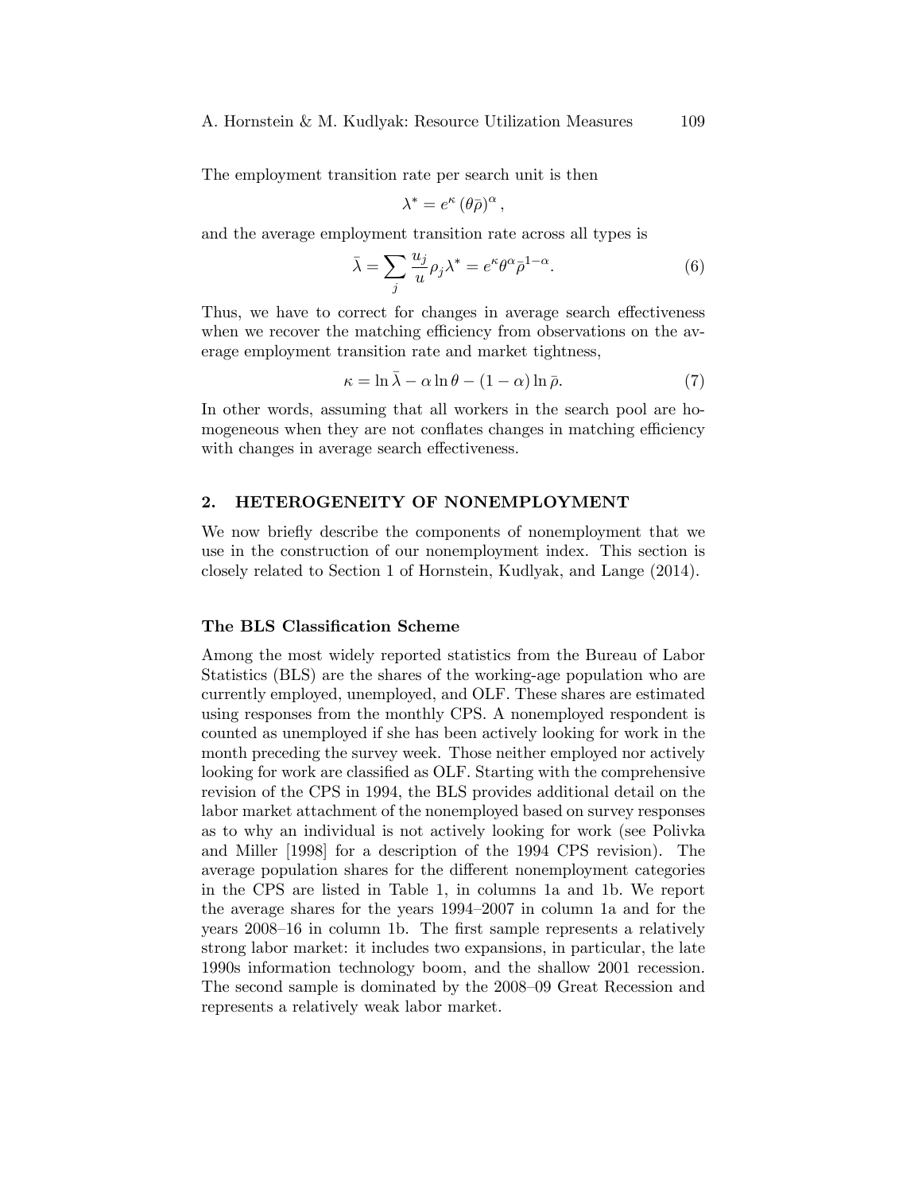The employment transition rate per search unit is then

$$\lambda^* = e^\kappa \left(\theta \bar{\rho}\right)^\alpha,$$

and the average employment transition rate across all types is

$$\bar{\lambda} = \sum_j \frac{u_j}{u} \rho_j \lambda^* = e^\kappa \theta^\alpha \bar{\rho}^{1-\alpha}. \tag{6}$$

Thus, we have to correct for changes in average search effectiveness when we recover the matching efficiency from observations on the average employment transition rate and market tightness,

$$\kappa = \ln \bar{\lambda} - \alpha \ln \theta - (1-\alpha) \ln \bar{\rho}. \tag{7}$$

In other words, assuming that all workers in the search pool are homogeneous when they are not conflates changes in matching efficiency with changes in average search effectiveness.

## 2. HETEROGENEITY OF NONEMPLOYMENT

We now briefly describe the components of nonemployment that we use in the construction of our nonemployment index. This section is closely related to Section 1 of Hornstein, Kudlyak, and Lange (2014).

### The BLS Classification Scheme

Among the most widely reported statistics from the Bureau of Labor Statistics (BLS) are the shares of the working-age population who are currently employed, unemployed, and OLF. These shares are estimated using responses from the monthly CPS. A nonemployed respondent is counted as unemployed if she has been actively looking for work in the month preceding the survey week. Those neither employed nor actively looking for work are classified as OLF. Starting with the comprehensive revision of the CPS in 1994, the BLS provides additional detail on the labor market attachment of the nonemployed based on survey responses as to why an individual is not actively looking for work (see Polivka and Miller [1998] for a description of the 1994 CPS revision). The average population shares for the different nonemployment categories in the CPS are listed in Table 1, in columns 1a and 1b. We report the average shares for the years 1994–2007 in column 1a and for the years 2008–16 in column 1b. The first sample represents a relatively strong labor market: it includes two expansions, in particular, the late 1990s information technology boom, and the shallow 2001 recession. The second sample is dominated by the 2008–09 Great Recession and represents a relatively weak labor market.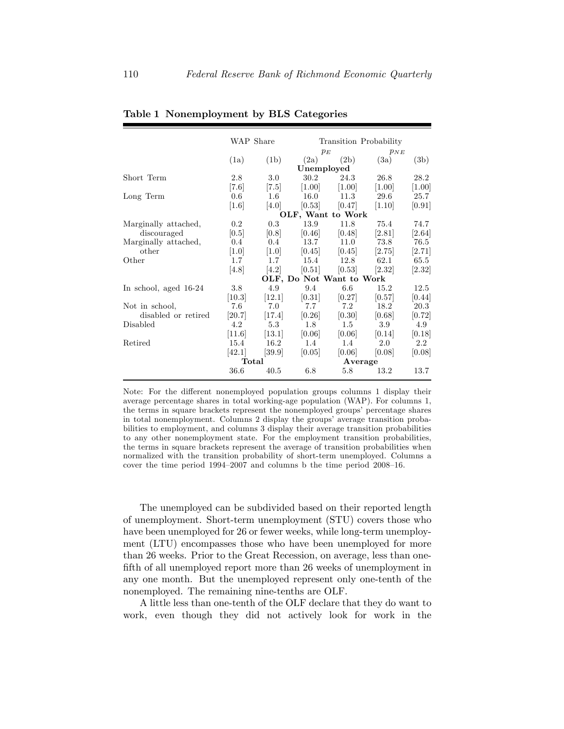**Table 1 Nonemployment by BLS Categories**

| | WAP Share | | Transition Probability | | | |
|---|---|---|---|---|---|---|
| | | | $p_E$ | | $p_{NE}$ | |
| | (1a) | (1b) | (2a) | (2b) | (3a) | (3b) |
| | | | **Unemployed** | | | |
| Short Term | 2.8 | 3.0 | 30.2 | 24.3 | 26.8 | 28.2 |
| | [7.6] | [7.5] | [1.00] | [1.00] | [1.00] | [1.00] |
| Long Term | 0.6 | 1.6 | 16.0 | 11.3 | 29.6 | 25.7 |
| | [1.6] | [4.0] | [0.53] | [0.47] | [1.10] | [0.91] |
| | | | **OLF, Want to Work** | | | |
| Marginally attached, discouraged | 0.2 | 0.3 | 13.9 | 11.8 | 75.4 | 74.7 |
| | [0.5] | [0.8] | [0.46] | [0.48] | [2.81] | [2.64] |
| Marginally attached, other | 0.4 | 0.4 | 13.7 | 11.0 | 73.8 | 76.5 |
| | [1.0] | [1.0] | [0.45] | [0.45] | [2.75] | [2.71] |
| Other | 1.7 | 1.7 | 15.4 | 12.8 | 62.1 | 65.5 |
| | [4.8] | [4.2] | [0.51] | [0.53] | [2.32] | [2.32] |
| | | | **OLF, Do Not Want to Work** | | | |
| In school, aged 16-24 | 3.8 | 4.9 | 9.4 | 6.6 | 15.2 | 12.5 |
| | [10.3] | [12.1] | [0.31] | [0.27] | [0.57] | [0.44] |
| Not in school, disabled or retired | 7.6 | 7.0 | 7.7 | 7.2 | 18.2 | 20.3 |
| | [20.7] | [17.4] | [0.26] | [0.30] | [0.68] | [0.72] |
| Disabled | 4.2 | 5.3 | 1.8 | 1.5 | 3.9 | 4.9 |
| | [11.6] | [13.1] | [0.06] | [0.06] | [0.14] | [0.18] |
| Retired | 15.4 | 16.2 | 1.4 | 1.4 | 2.0 | 2.2 |
| | [42.1] | [39.9] | [0.05] | [0.06] | [0.08] | [0.08] |
| | **Total** | | | **Average** | | |
| | 36.6 | 40.5 | 6.8 | 5.8 | 13.2 | 13.7 |

Note: For the different nonemployed population groups columns 1 display their average percentage shares in total working-age population (WAP). For columns 1, the terms in square brackets represent the nonemployed groups' percentage shares in total nonemployment. Columns 2 display the groups' average transition probabilities to employment, and columns 3 display their average transition probabilities to any other nonemployment state. For the employment transition probabilities, the terms in square brackets represent the average of transition probabilities when normalized with the transition probability of short-term unemployed. Columns a cover the time period 1994–2007 and columns b the time period 2008–16.

The unemployed can be subdivided based on their reported length of unemployment. Short-term unemployment (STU) covers those who have been unemployed for 26 or fewer weeks, while long-term unemployment (LTU) encompasses those who have been unemployed for more than 26 weeks. Prior to the Great Recession, on average, less than one-fifth of all unemployed report more than 26 weeks of unemployment in any one month. But the unemployed represent only one-tenth of the nonemployed. The remaining nine-tenths are OLF.

A little less than one-tenth of the OLF declare that they do want to work, even though they did not actively look for work in the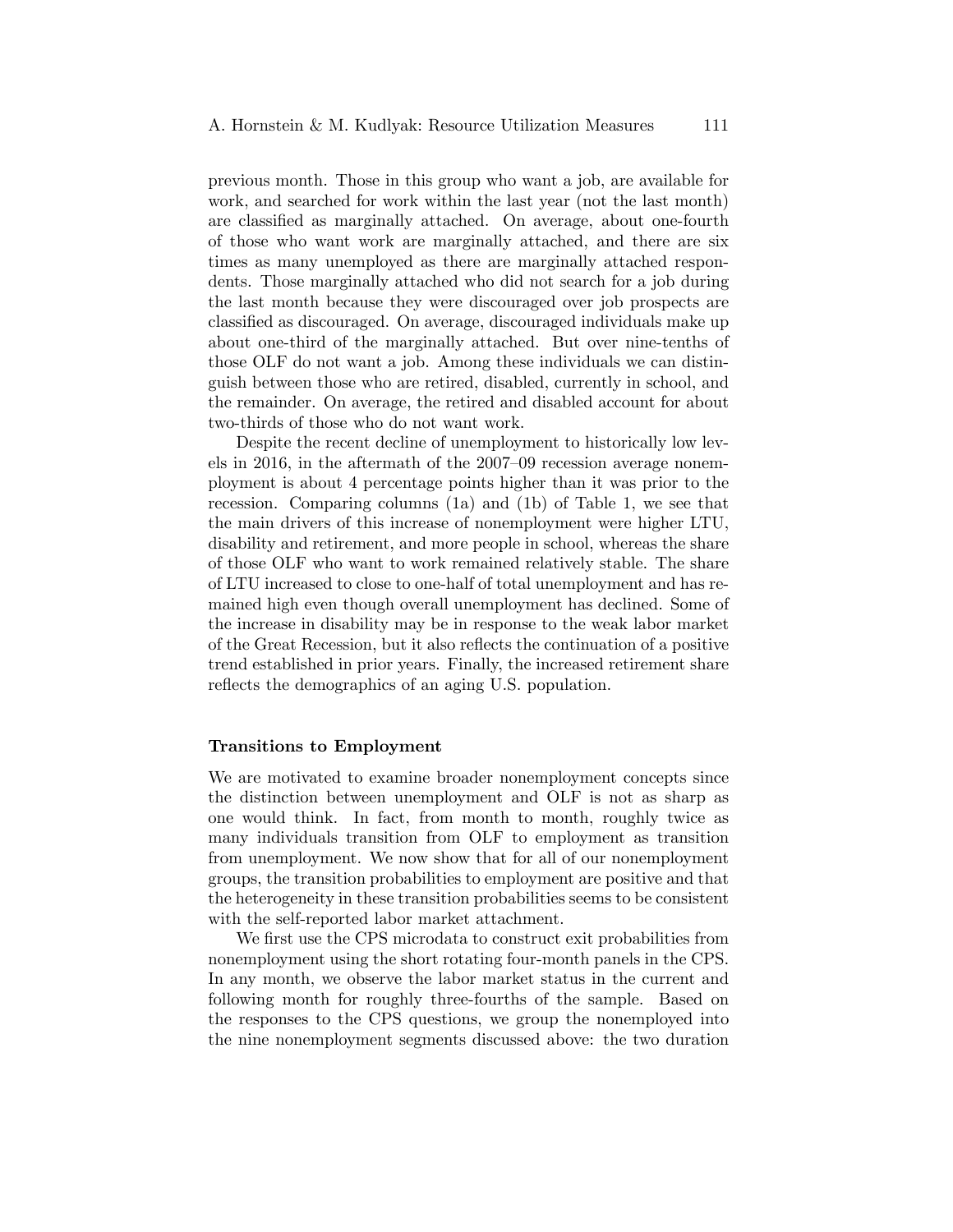previous month. Those in this group who want a job, are available for work, and searched for work within the last year (not the last month) are classified as marginally attached. On average, about one-fourth of those who want work are marginally attached, and there are six times as many unemployed as there are marginally attached respondents. Those marginally attached who did not search for a job during the last month because they were discouraged over job prospects are classified as discouraged. On average, discouraged individuals make up about one-third of the marginally attached. But over nine-tenths of those OLF do not want a job. Among these individuals we can distinguish between those who are retired, disabled, currently in school, and the remainder. On average, the retired and disabled account for about two-thirds of those who do not want work.

Despite the recent decline of unemployment to historically low levels in 2016, in the aftermath of the 2007–09 recession average nonemployment is about 4 percentage points higher than it was prior to the recession. Comparing columns (1a) and (1b) of Table 1, we see that the main drivers of this increase of nonemployment were higher LTU, disability and retirement, and more people in school, whereas the share of those OLF who want to work remained relatively stable. The share of LTU increased to close to one-half of total unemployment and has remained high even though overall unemployment has declined. Some of the increase in disability may be in response to the weak labor market of the Great Recession, but it also reflects the continuation of a positive trend established in prior years. Finally, the increased retirement share reflects the demographics of an aging U.S. population.

### Transitions to Employment

We are motivated to examine broader nonemployment concepts since the distinction between unemployment and OLF is not as sharp as one would think. In fact, from month to month, roughly twice as many individuals transition from OLF to employment as transition from unemployment. We now show that for all of our nonemployment groups, the transition probabilities to employment are positive and that the heterogeneity in these transition probabilities seems to be consistent with the self-reported labor market attachment.

We first use the CPS microdata to construct exit probabilities from nonemployment using the short rotating four-month panels in the CPS. In any month, we observe the labor market status in the current and following month for roughly three-fourths of the sample. Based on the responses to the CPS questions, we group the nonemployed into the nine nonemployment segments discussed above: the two duration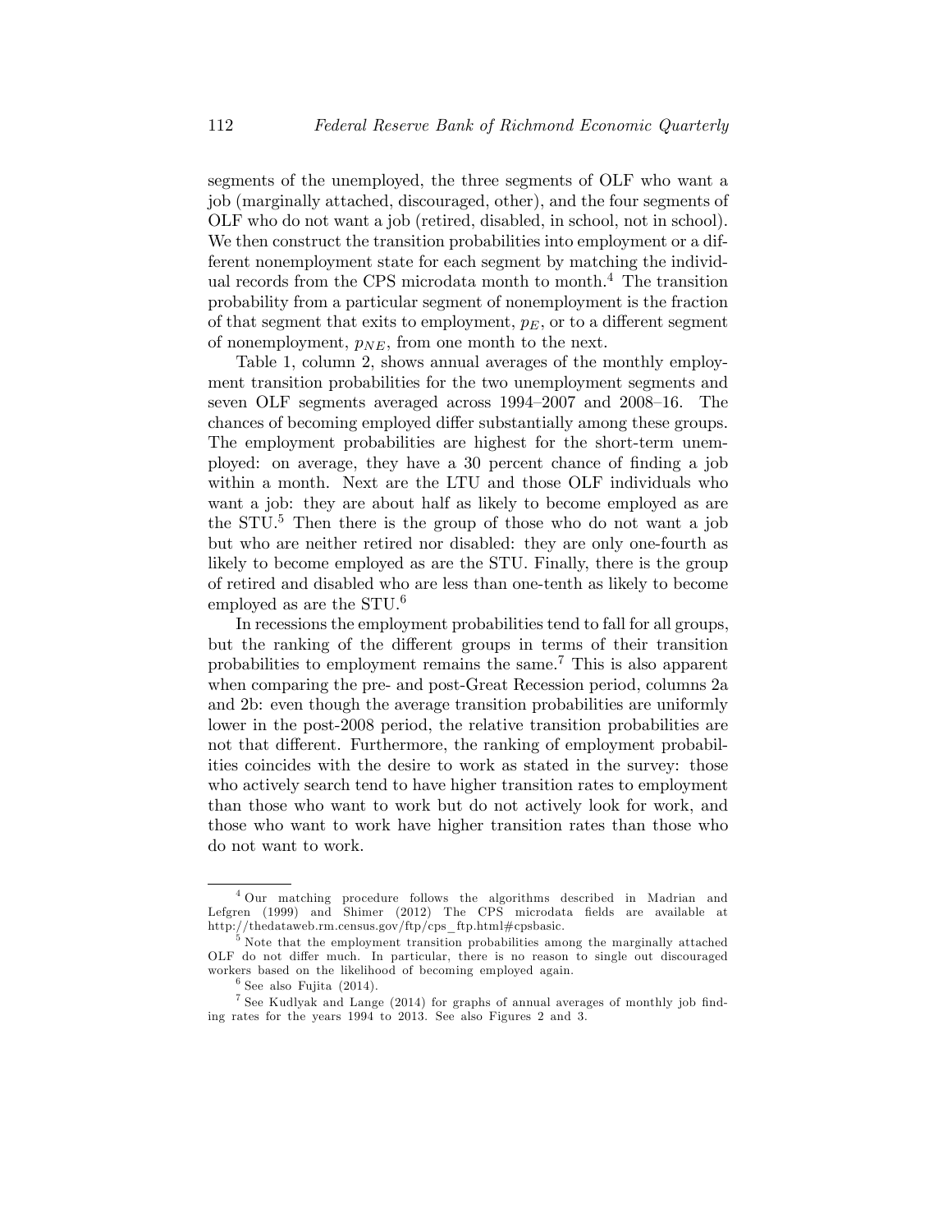segments of the unemployed, the three segments of OLF who want a job (marginally attached, discouraged, other), and the four segments of OLF who do not want a job (retired, disabled, in school, not in school). We then construct the transition probabilities into employment or a different nonemployment state for each segment by matching the individual records from the CPS microdata month to month.[4] The transition probability from a particular segment of nonemployment is the fraction of that segment that exits to employment, $p_E$, or to a different segment of nonemployment, $p_{NE}$, from one month to the next.

Table 1, column 2, shows annual averages of the monthly employment transition probabilities for the two unemployment segments and seven OLF segments averaged across 1994–2007 and 2008–16. The chances of becoming employed differ substantially among these groups. The employment probabilities are highest for the short-term unemployed: on average, they have a 30 percent chance of finding a job within a month. Next are the LTU and those OLF individuals who want a job: they are about half as likely to become employed as are the STU.[5] Then there is the group of those who do not want a job but who are neither retired nor disabled: they are only one-fourth as likely to become employed as are the STU. Finally, there is the group of retired and disabled who are less than one-tenth as likely to become employed as are the STU.[6]

In recessions the employment probabilities tend to fall for all groups, but the ranking of the different groups in terms of their transition probabilities to employment remains the same.[7] This is also apparent when comparing the pre- and post-Great Recession period, columns 2a and 2b: even though the average transition probabilities are uniformly lower in the post-2008 period, the relative transition probabilities are not that different. Furthermore, the ranking of employment probabilities coincides with the desire to work as stated in the survey: those who actively search tend to have higher transition rates to employment than those who want to work but do not actively look for work, and those who want to work have higher transition rates than those who do not want to work.

---

[4] Our matching procedure follows the algorithms described in Madrian and Lefgren (1999) and Shimer (2012) The CPS microdata fields are available at http://thedataweb.rm.census.gov/ftp/cps_ftp.html#cpsbasic.

[5] Note that the employment transition probabilities among the marginally attached OLF do not differ much. In particular, there is no reason to single out discouraged workers based on the likelihood of becoming employed again.

[6] See also Fujita (2014).

[7] See Kudlyak and Lange (2014) for graphs of annual averages of monthly job finding rates for the years 1994 to 2013. See also Figures 2 and 3.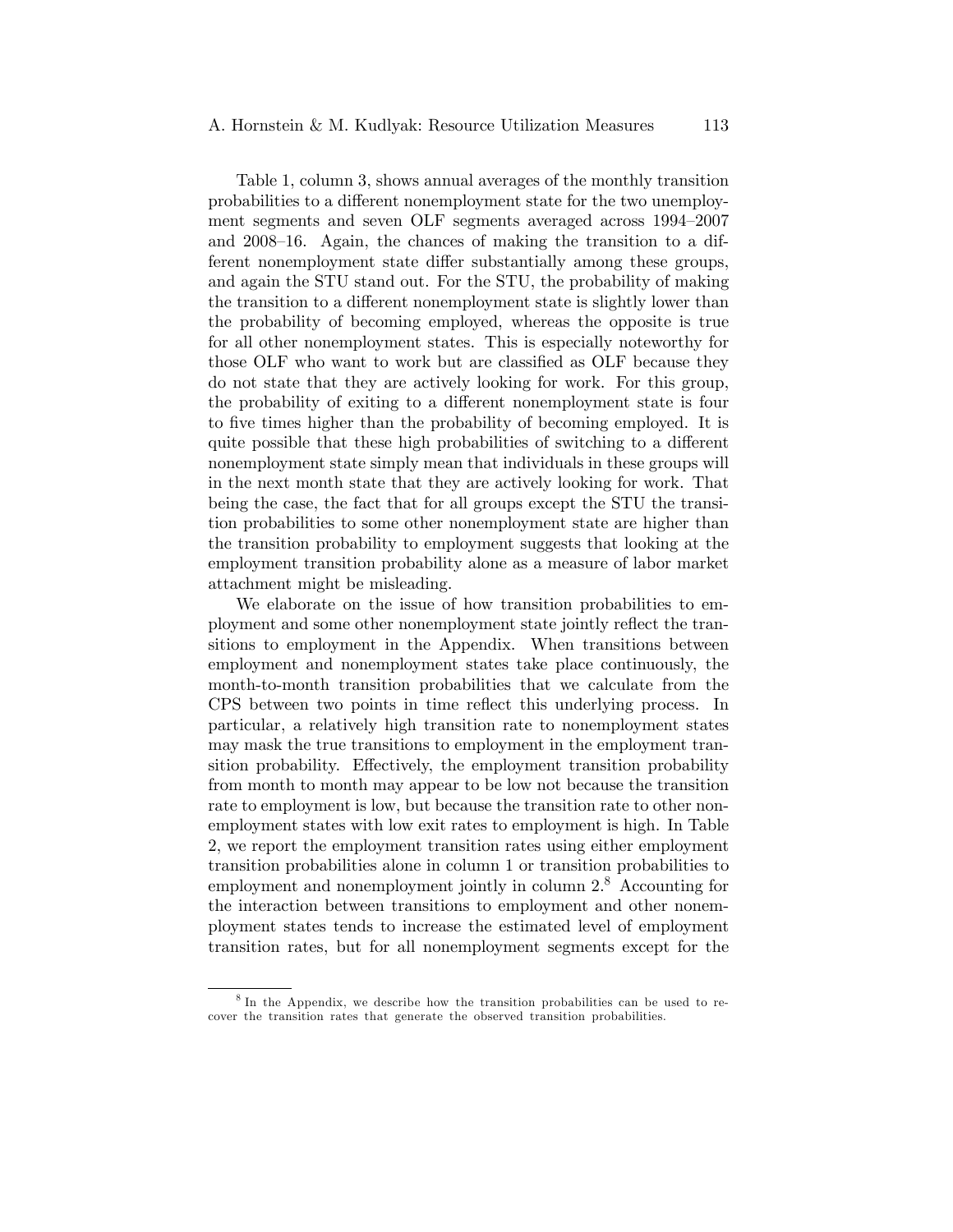Table 1, column 3, shows annual averages of the monthly transition probabilities to a different nonemployment state for the two unemployment segments and seven OLF segments averaged across 1994–2007 and 2008–16. Again, the chances of making the transition to a different nonemployment state differ substantially among these groups, and again the STU stand out. For the STU, the probability of making the transition to a different nonemployment state is slightly lower than the probability of becoming employed, whereas the opposite is true for all other nonemployment states. This is especially noteworthy for those OLF who want to work but are classified as OLF because they do not state that they are actively looking for work. For this group, the probability of exiting to a different nonemployment state is four to five times higher than the probability of becoming employed. It is quite possible that these high probabilities of switching to a different nonemployment state simply mean that individuals in these groups will in the next month state that they are actively looking for work. That being the case, the fact that for all groups except the STU the transition probabilities to some other nonemployment state are higher than the transition probability to employment suggests that looking at the employment transition probability alone as a measure of labor market attachment might be misleading.

We elaborate on the issue of how transition probabilities to employment and some other nonemployment state jointly reflect the transitions to employment in the Appendix. When transitions between employment and nonemployment states take place continuously, the month-to-month transition probabilities that we calculate from the CPS between two points in time reflect this underlying process. In particular, a relatively high transition rate to nonemployment states may mask the true transitions to employment in the employment transition probability. Effectively, the employment transition probability from month to month may appear to be low not because the transition rate to employment is low, but because the transition rate to other nonemployment states with low exit rates to employment is high. In Table 2, we report the employment transition rates using either employment transition probabilities alone in column 1 or transition probabilities to employment and nonemployment jointly in column 2.[8] Accounting for the interaction between transitions to employment and other nonemployment states tends to increase the estimated level of employment transition rates, but for all nonemployment segments except for the

[8] In the Appendix, we describe how the transition probabilities can be used to recover the transition rates that generate the observed transition probabilities.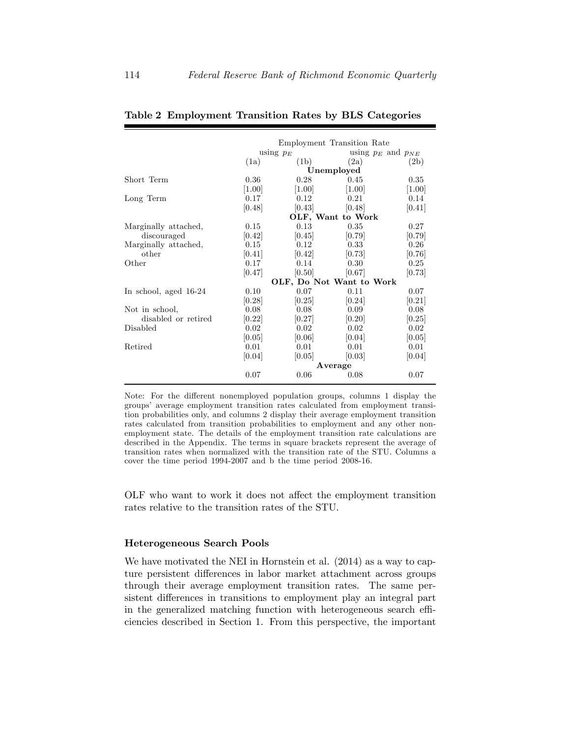**Table 2 Employment Transition Rates by BLS Categories**

| | Employment Transition Rate | | | |
|---|---|---|---|---|
| | using $p_E$ | | using $p_E$ and $p_{NE}$ | |
| | (1a) | (1b) | (2a) | (2b) |
| **Unemployed** | | | | |
| Short Term | 0.36 | 0.28 | 0.45 | 0.35 |
| | [1.00] | [1.00] | [1.00] | [1.00] |
| Long Term | 0.17 | 0.12 | 0.21 | 0.14 |
| | [0.48] | [0.43] | [0.48] | [0.41] |
| **OLF, Want to Work** | | | | |
| Marginally attached, discouraged | 0.15 | 0.13 | 0.35 | 0.27 |
| | [0.42] | [0.45] | [0.79] | [0.79] |
| Marginally attached, other | 0.15 | 0.12 | 0.33 | 0.26 |
| | [0.41] | [0.42] | [0.73] | [0.76] |
| Other | 0.17 | 0.14 | 0.30 | 0.25 |
| | [0.47] | [0.50] | [0.67] | [0.73] |
| **OLF, Do Not Want to Work** | | | | |
| In school, aged 16-24 | 0.10 | 0.07 | 0.11 | 0.07 |
| | [0.28] | [0.25] | [0.24] | [0.21] |
| Not in school, disabled or retired | 0.08 | 0.08 | 0.09 | 0.08 |
| | [0.22] | [0.27] | [0.20] | [0.25] |
| Disabled | 0.02 | 0.02 | 0.02 | 0.02 |
| | [0.05] | [0.06] | [0.04] | [0.05] |
| Retired | 0.01 | 0.01 | 0.01 | 0.01 |
| | [0.04] | [0.05] | [0.03] | [0.04] |
| **Average** | | | | |
| | 0.07 | 0.06 | 0.08 | 0.07 |

Note: For the different nonemployed population groups, columns 1 display the groups' average employment transition rates calculated from employment transition probabilities only, and columns 2 display their average employment transition rates calculated from transition probabilities to employment and any other nonemployment state. The details of the employment transition rate calculations are described in the Appendix. The terms in square brackets represent the average of transition rates when normalized with the transition rate of the STU. Columns a cover the time period 1994-2007 and b the time period 2008-16.

OLF who want to work it does not affect the employment transition rates relative to the transition rates of the STU.

### Heterogeneous Search Pools

We have motivated the NEI in Hornstein et al. (2014) as a way to capture persistent differences in labor market attachment across groups through their average employment transition rates. The same persistent differences in transitions to employment play an integral part in the generalized matching function with heterogeneous search efficiencies described in Section 1. From this perspective, the important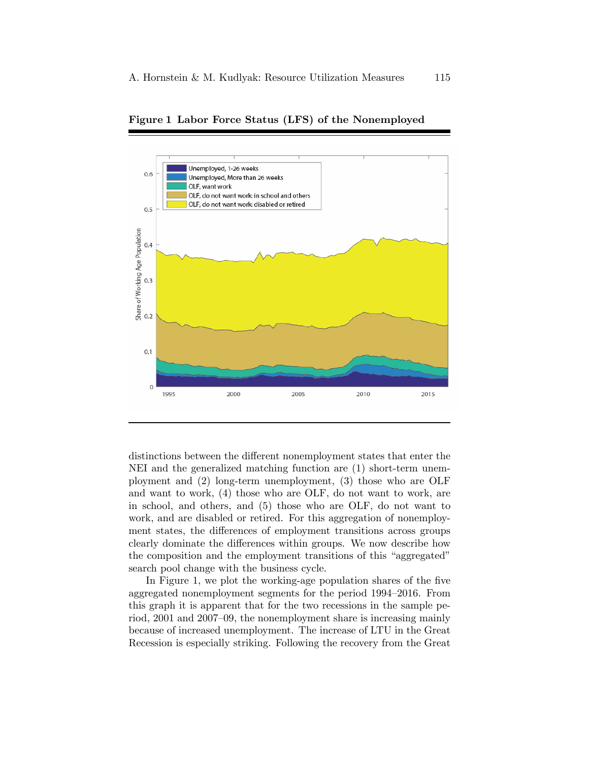**Figure 1 Labor Force Status (LFS) of the Nonemployed**

distinctions between the different nonemployment states that enter the NEI and the generalized matching function are (1) short-term unemployment and (2) long-term unemployment, (3) those who are OLF and want to work, (4) those who are OLF, do not want to work, are in school, and others, and (5) those who are OLF, do not want to work, and are disabled or retired. For this aggregation of nonemployment states, the differences of employment transitions across groups clearly dominate the differences within groups. We now describe how the composition and the employment transitions of this "aggregated" search pool change with the business cycle.

In Figure 1, we plot the working-age population shares of the five aggregated nonemployment segments for the period 1994–2016. From this graph it is apparent that for the two recessions in the sample period, 2001 and 2007–09, the nonemployment share is increasing mainly because of increased unemployment. The increase of LTU in the Great Recession is especially striking. Following the recovery from the Great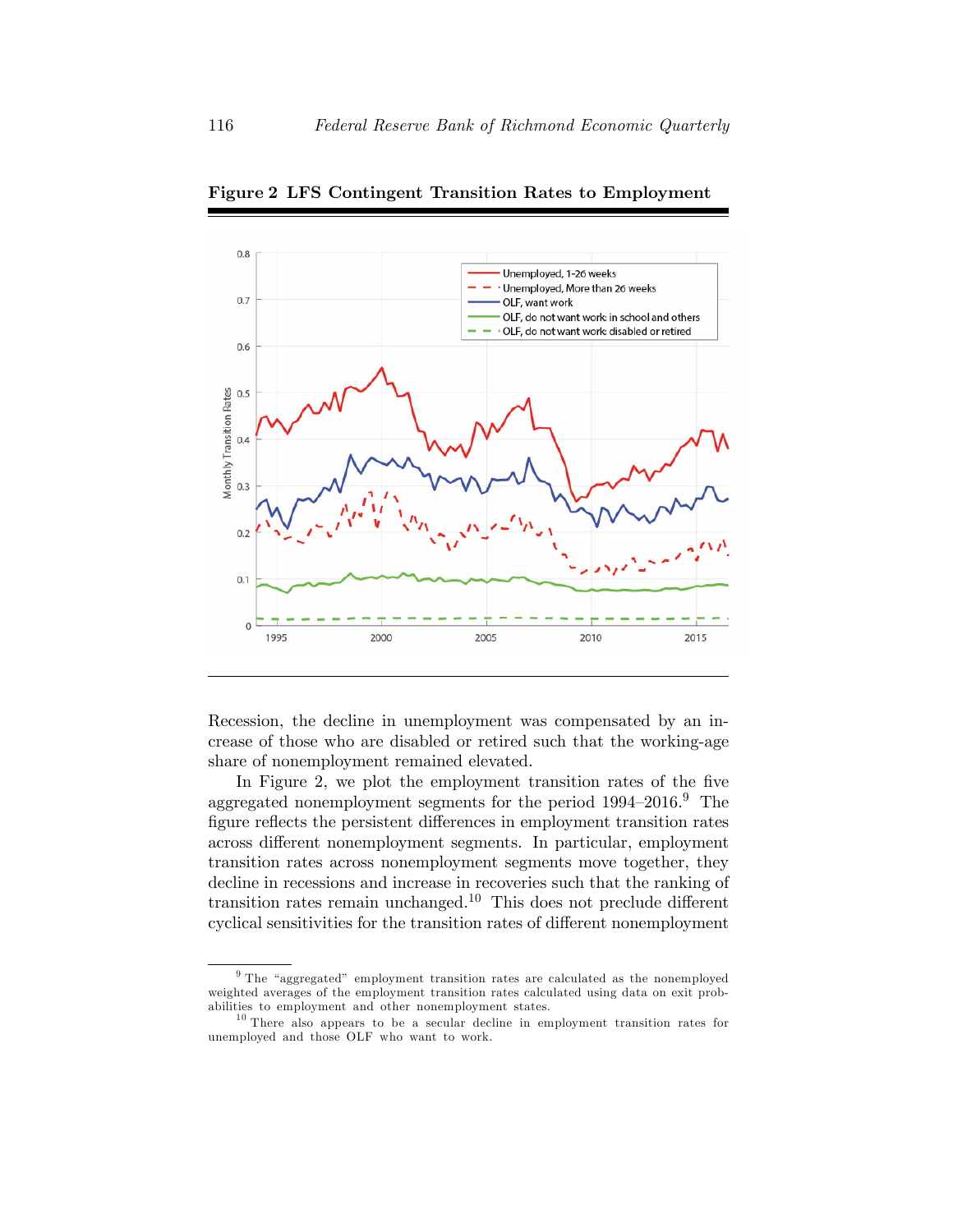**Figure 2 LFS Contingent Transition Rates to Employment**

Recession, the decline in unemployment was compensated by an increase of those who are disabled or retired such that the working-age share of nonemployment remained elevated.

In Figure 2, we plot the employment transition rates of the five aggregated nonemployment segments for the period 1994–2016.[9] The figure reflects the persistent differences in employment transition rates across different nonemployment segments. In particular, employment transition rates across nonemployment segments move together, they decline in recessions and increase in recoveries such that the ranking of transition rates remain unchanged.[10] This does not preclude different cyclical sensitivities for the transition rates of different nonemployment

---

[9] The "aggregated" employment transition rates are calculated as the nonemployed weighted averages of the employment transition rates calculated using data on exit probabilities to employment and other nonemployment states.

[10] There also appears to be a secular decline in employment transition rates for unemployed and those OLF who want to work.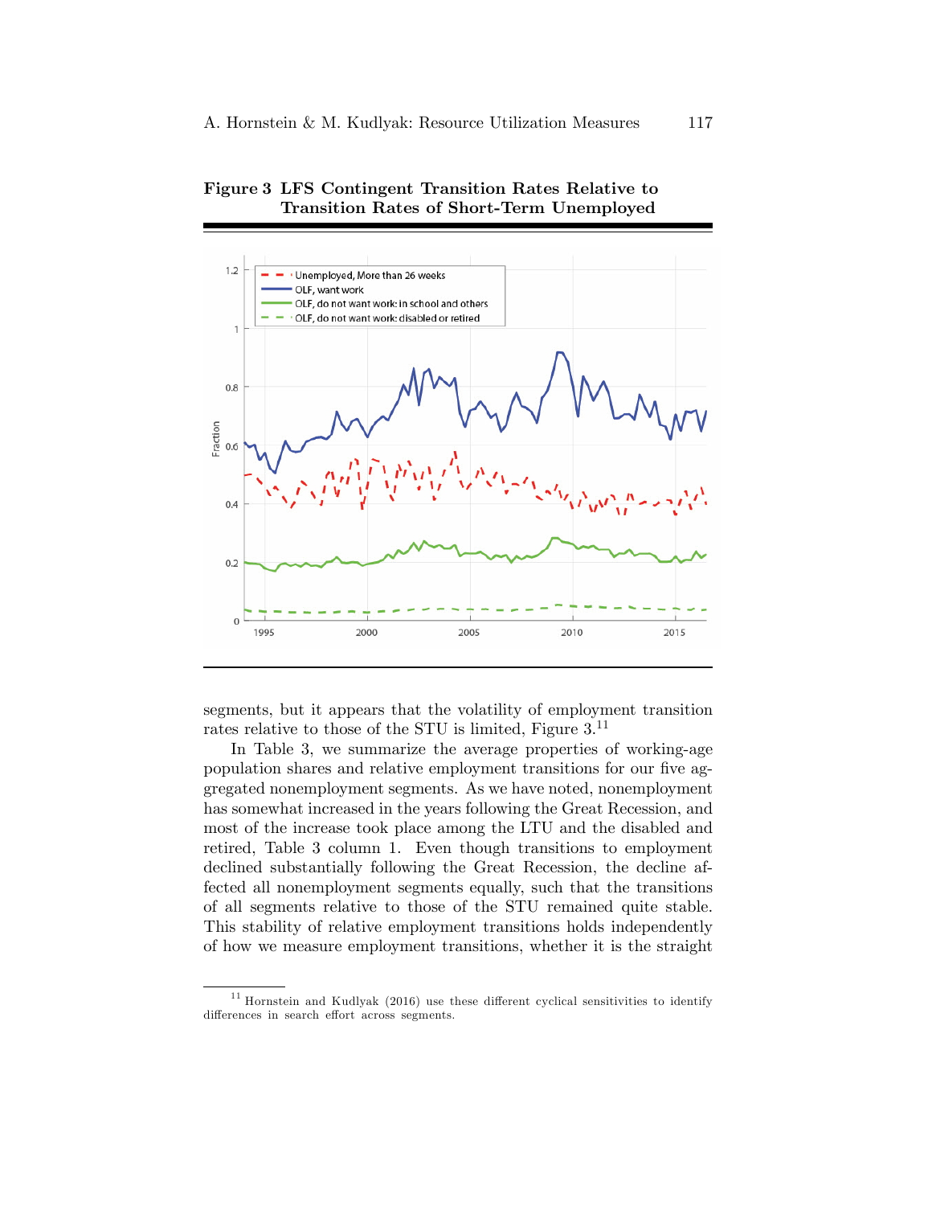**Figure 3 LFS Contingent Transition Rates Relative to Transition Rates of Short-Term Unemployed**

segments, but it appears that the volatility of employment transition rates relative to those of the STU is limited, Figure 3.[11]

In Table 3, we summarize the average properties of working-age population shares and relative employment transitions for our five aggregated nonemployment segments. As we have noted, nonemployment has somewhat increased in the years following the Great Recession, and most of the increase took place among the LTU and the disabled and retired, Table 3 column 1. Even though transitions to employment declined substantially following the Great Recession, the decline affected all nonemployment segments equally, such that the transitions of all segments relative to those of the STU remained quite stable. This stability of relative employment transitions holds independently of how we measure employment transitions, whether it is the straight

[11] Hornstein and Kudlyak (2016) use these different cyclical sensitivities to identify differences in search effort across segments.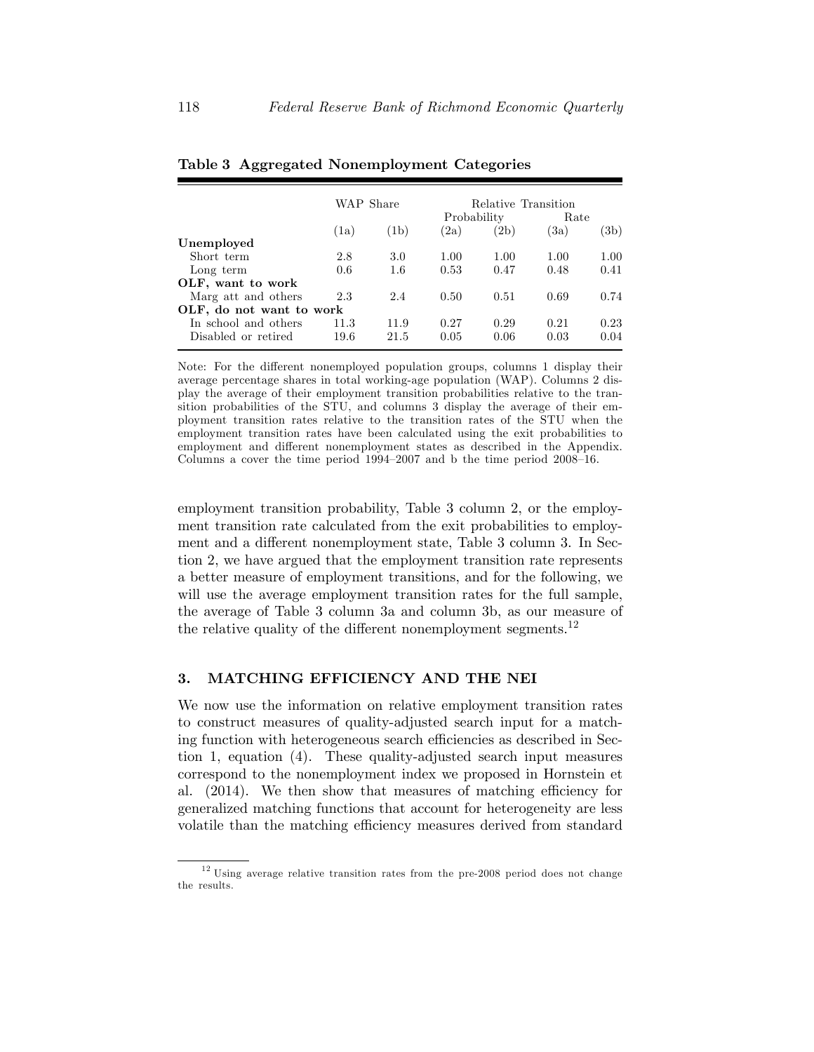**Table 3 Aggregated Nonemployment Categories**

| | WAP Share | | Relative Transition Probability | | Relative Transition Rate | |
|---|---|---|---|---|---|---|
| | (1a) | (1b) | (2a) | (2b) | (3a) | (3b) |
| **Unemployed** | | | | | | |
| Short term | 2.8 | 3.0 | 1.00 | 1.00 | 1.00 | 1.00 |
| Long term | 0.6 | 1.6 | 0.53 | 0.47 | 0.48 | 0.41 |
| **OLF, want to work** | | | | | | |
| Marg att and others | 2.3 | 2.4 | 0.50 | 0.51 | 0.69 | 0.74 |
| **OLF, do not want to work** | | | | | | |
| In school and others | 11.3 | 11.9 | 0.27 | 0.29 | 0.21 | 0.23 |
| Disabled or retired | 19.6 | 21.5 | 0.05 | 0.06 | 0.03 | 0.04 |

Note: For the different nonemployed population groups, columns 1 display their average percentage shares in total working-age population (WAP). Columns 2 display the average of their employment transition probabilities relative to the transition probabilities of the STU, and columns 3 display the average of their employment transition rates relative to the transition rates of the STU when the employment transition rates have been calculated using the exit probabilities to employment and different nonemployment states as described in the Appendix. Columns a cover the time period 1994–2007 and b the time period 2008–16.

employment transition probability, Table 3 column 2, or the employment transition rate calculated from the exit probabilities to employment and a different nonemployment state, Table 3 column 3. In Section 2, we have argued that the employment transition rate represents a better measure of employment transitions, and for the following, we will use the average employment transition rates for the full sample, the average of Table 3 column 3a and column 3b, as our measure of the relative quality of the different nonemployment segments.[12]

## 3. MATCHING EFFICIENCY AND THE NEI

We now use the information on relative employment transition rates to construct measures of quality-adjusted search input for a matching function with heterogeneous search efficiencies as described in Section 1, equation (4). These quality-adjusted search input measures correspond to the nonemployment index we proposed in Hornstein et al. (2014). We then show that measures of matching efficiency for generalized matching functions that account for heterogeneity are less volatile than the matching efficiency measures derived from standard

[12] Using average relative transition rates from the pre-2008 period does not change the results.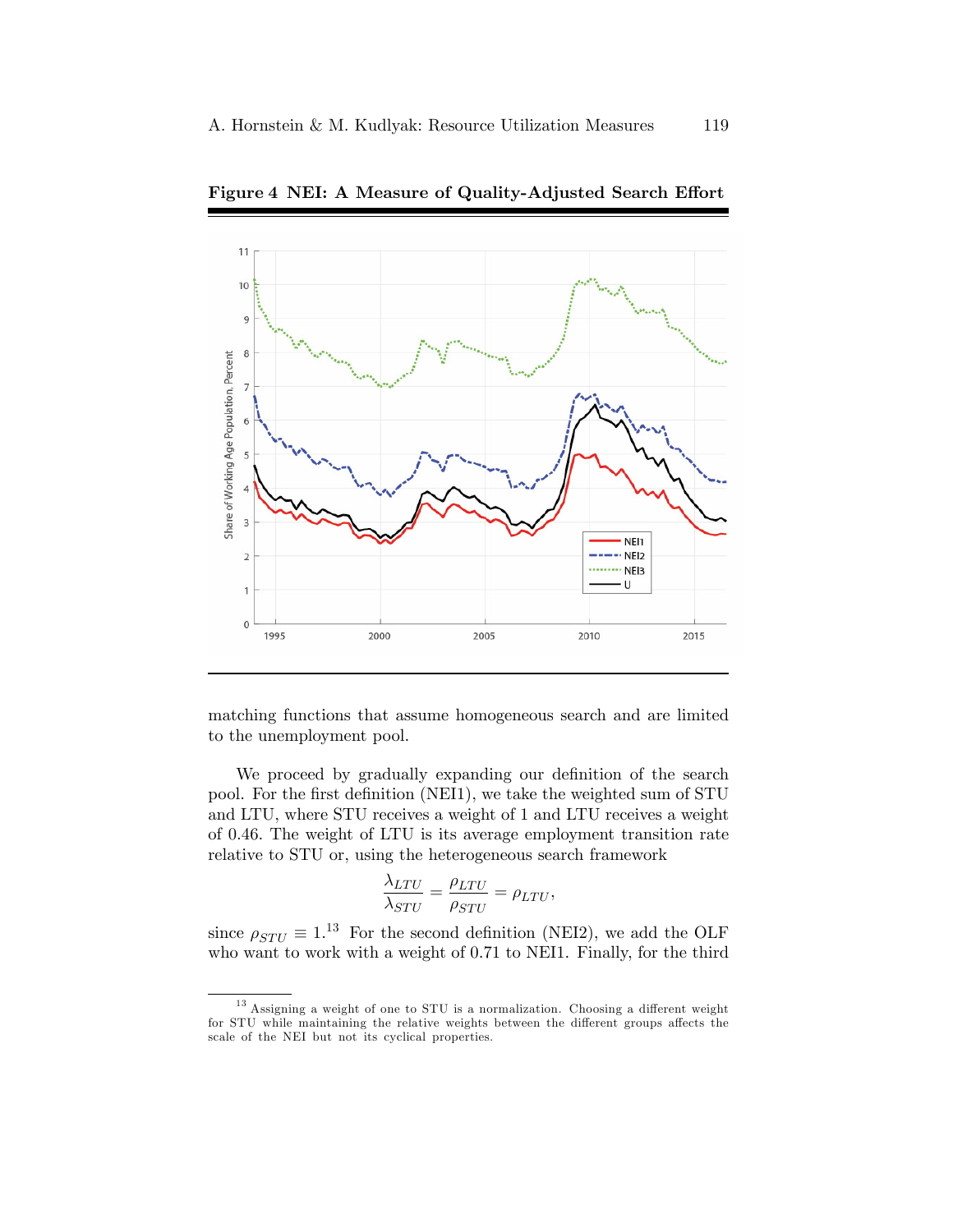**Figure 4 NEI: A Measure of Quality-Adjusted Search Effort**

matching functions that assume homogeneous search and are limited to the unemployment pool.

We proceed by gradually expanding our definition of the search pool. For the first definition (NEI1), we take the weighted sum of STU and LTU, where STU receives a weight of 1 and LTU receives a weight of 0.46. The weight of LTU is its average employment transition rate relative to STU or, using the heterogeneous search framework

$$\frac{\lambda_{LTU}}{\lambda_{STU}} = \frac{\rho_{LTU}}{\rho_{STU}} = \rho_{LTU},$$

since $\rho_{STU} \equiv 1$.[13] For the second definition (NEI2), we add the OLF who want to work with a weight of 0.71 to NEI1. Finally, for the third

[13] Assigning a weight of one to STU is a normalization. Choosing a different weight for STU while maintaining the relative weights between the different groups affects the scale of the NEI but not its cyclical properties.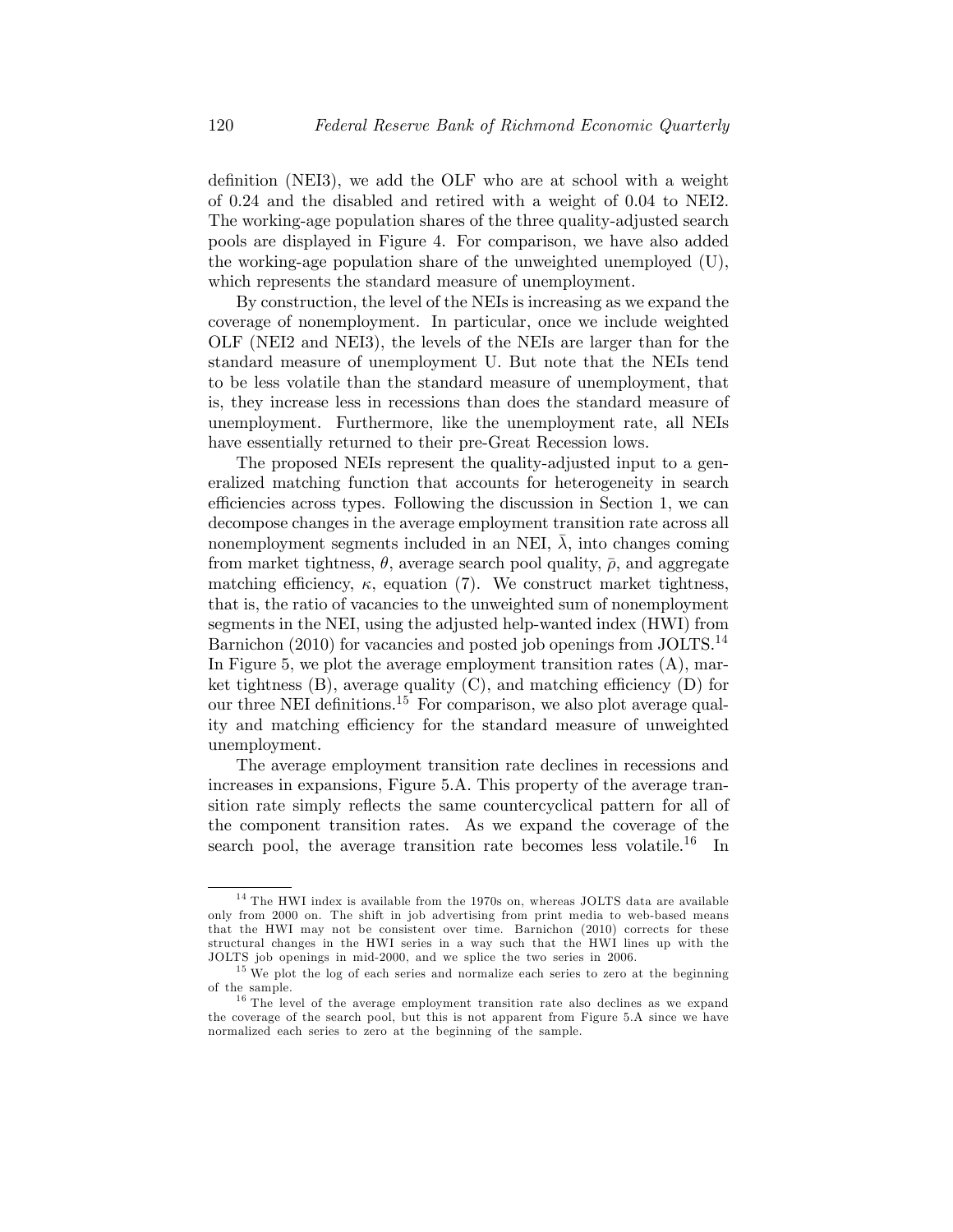definition (NEI3), we add the OLF who are at school with a weight of 0.24 and the disabled and retired with a weight of 0.04 to NEI2. The working-age population shares of the three quality-adjusted search pools are displayed in Figure 4. For comparison, we have also added the working-age population share of the unweighted unemployed (U), which represents the standard measure of unemployment.

By construction, the level of the NEIs is increasing as we expand the coverage of nonemployment. In particular, once we include weighted OLF (NEI2 and NEI3), the levels of the NEIs are larger than for the standard measure of unemployment U. But note that the NEIs tend to be less volatile than the standard measure of unemployment, that is, they increase less in recessions than does the standard measure of unemployment. Furthermore, like the unemployment rate, all NEIs have essentially returned to their pre-Great Recession lows.

The proposed NEIs represent the quality-adjusted input to a generalized matching function that accounts for heterogeneity in search efficiencies across types. Following the discussion in Section 1, we can decompose changes in the average employment transition rate across all nonemployment segments included in an NEI, $\bar{\lambda}$, into changes coming from market tightness, $\theta$, average search pool quality, $\bar{\rho}$, and aggregate matching efficiency, $\kappa$, equation (7). We construct market tightness, that is, the ratio of vacancies to the unweighted sum of nonemployment segments in the NEI, using the adjusted help-wanted index (HWI) from Barnichon (2010) for vacancies and posted job openings from JOLTS.[14] In Figure 5, we plot the average employment transition rates (A), market tightness (B), average quality (C), and matching efficiency (D) for our three NEI definitions.[15] For comparison, we also plot average quality and matching efficiency for the standard measure of unweighted unemployment.

The average employment transition rate declines in recessions and increases in expansions, Figure 5.A. This property of the average transition rate simply reflects the same countercyclical pattern for all of the component transition rates. As we expand the coverage of the search pool, the average transition rate becomes less volatile.[16] In

[14] The HWI index is available from the 1970s on, whereas JOLTS data are available only from 2000 on. The shift in job advertising from print media to web-based means that the HWI may not be consistent over time. Barnichon (2010) corrects for these structural changes in the HWI series in a way such that the HWI lines up with the JOLTS job openings in mid-2000, and we splice the two series in 2006.

[15] We plot the log of each series and normalize each series to zero at the beginning of the sample.

[16] The level of the average employment transition rate also declines as we expand the coverage of the search pool, but this is not apparent from Figure 5.A since we have normalized each series to zero at the beginning of the sample.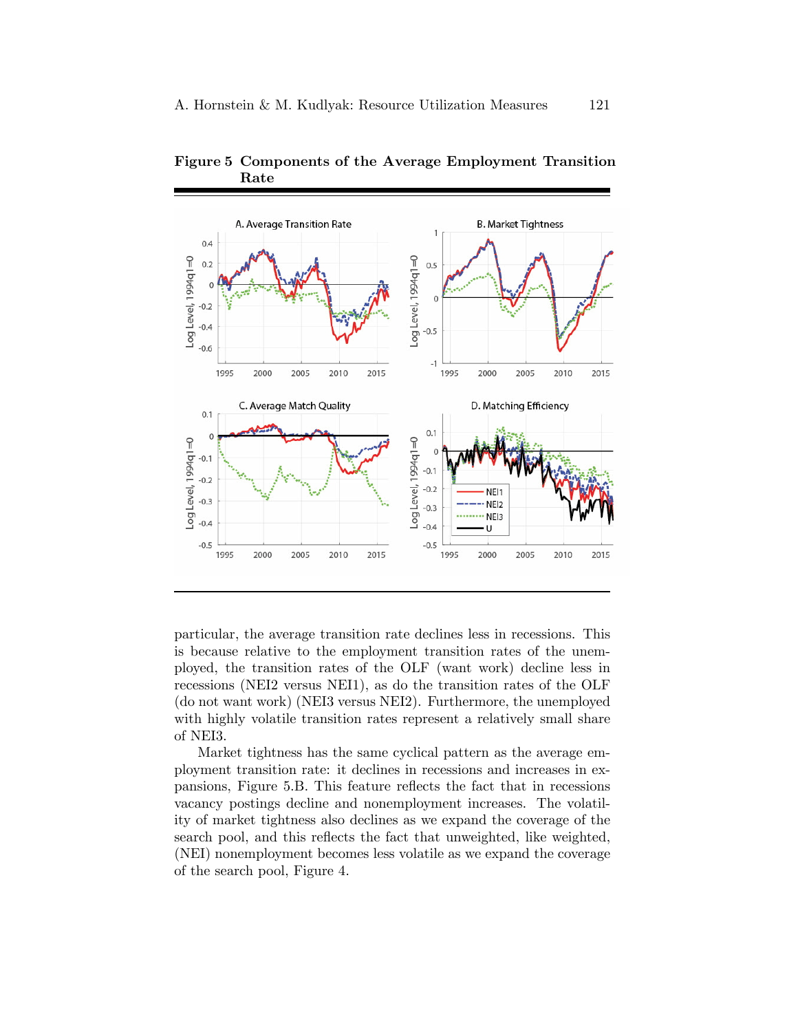**Figure 5 Components of the Average Employment Transition Rate**

particular, the average transition rate declines less in recessions. This is because relative to the employment transition rates of the unemployed, the transition rates of the OLF (want work) decline less in recessions (NEI2 versus NEI1), as do the transition rates of the OLF (do not want work) (NEI3 versus NEI2). Furthermore, the unemployed with highly volatile transition rates represent a relatively small share of NEI3.

Market tightness has the same cyclical pattern as the average employment transition rate: it declines in recessions and increases in expansions, Figure 5.B. This feature reflects the fact that in recessions vacancy postings decline and nonemployment increases. The volatility of market tightness also declines as we expand the coverage of the search pool, and this reflects the fact that unweighted, like weighted, (NEI) nonemployment becomes less volatile as we expand the coverage of the search pool, Figure 4.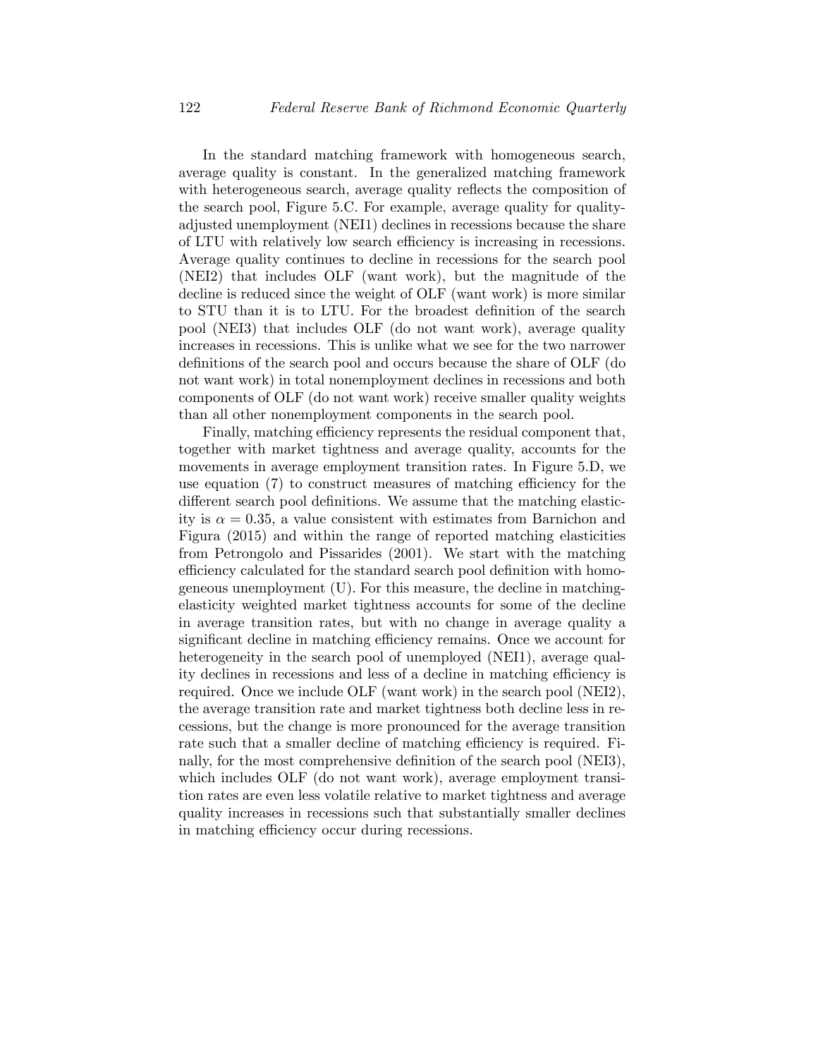In the standard matching framework with homogeneous search, average quality is constant. In the generalized matching framework with heterogeneous search, average quality reflects the composition of the search pool, Figure 5.C. For example, average quality for quality-adjusted unemployment (NEI1) declines in recessions because the share of LTU with relatively low search efficiency is increasing in recessions. Average quality continues to decline in recessions for the search pool (NEI2) that includes OLF (want work), but the magnitude of the decline is reduced since the weight of OLF (want work) is more similar to STU than it is to LTU. For the broadest definition of the search pool (NEI3) that includes OLF (do not want work), average quality increases in recessions. This is unlike what we see for the two narrower definitions of the search pool and occurs because the share of OLF (do not want work) in total nonemployment declines in recessions and both components of OLF (do not want work) receive smaller quality weights than all other nonemployment components in the search pool.

Finally, matching efficiency represents the residual component that, together with market tightness and average quality, accounts for the movements in average employment transition rates. In Figure 5.D, we use equation (7) to construct measures of matching efficiency for the different search pool definitions. We assume that the matching elasticity is $\alpha = 0.35$, a value consistent with estimates from Barnichon and Figura (2015) and within the range of reported matching elasticities from Petrongolo and Pissarides (2001). We start with the matching efficiency calculated for the standard search pool definition with homogeneous unemployment (U). For this measure, the decline in matching-elasticity weighted market tightness accounts for some of the decline in average transition rates, but with no change in average quality a significant decline in matching efficiency remains. Once we account for heterogeneity in the search pool of unemployed (NEI1), average quality declines in recessions and less of a decline in matching efficiency is required. Once we include OLF (want work) in the search pool (NEI2), the average transition rate and market tightness both decline less in recessions, but the change is more pronounced for the average transition rate such that a smaller decline of matching efficiency is required. Finally, for the most comprehensive definition of the search pool (NEI3), which includes OLF (do not want work), average employment transition rates are even less volatile relative to market tightness and average quality increases in recessions such that substantially smaller declines in matching efficiency occur during recessions.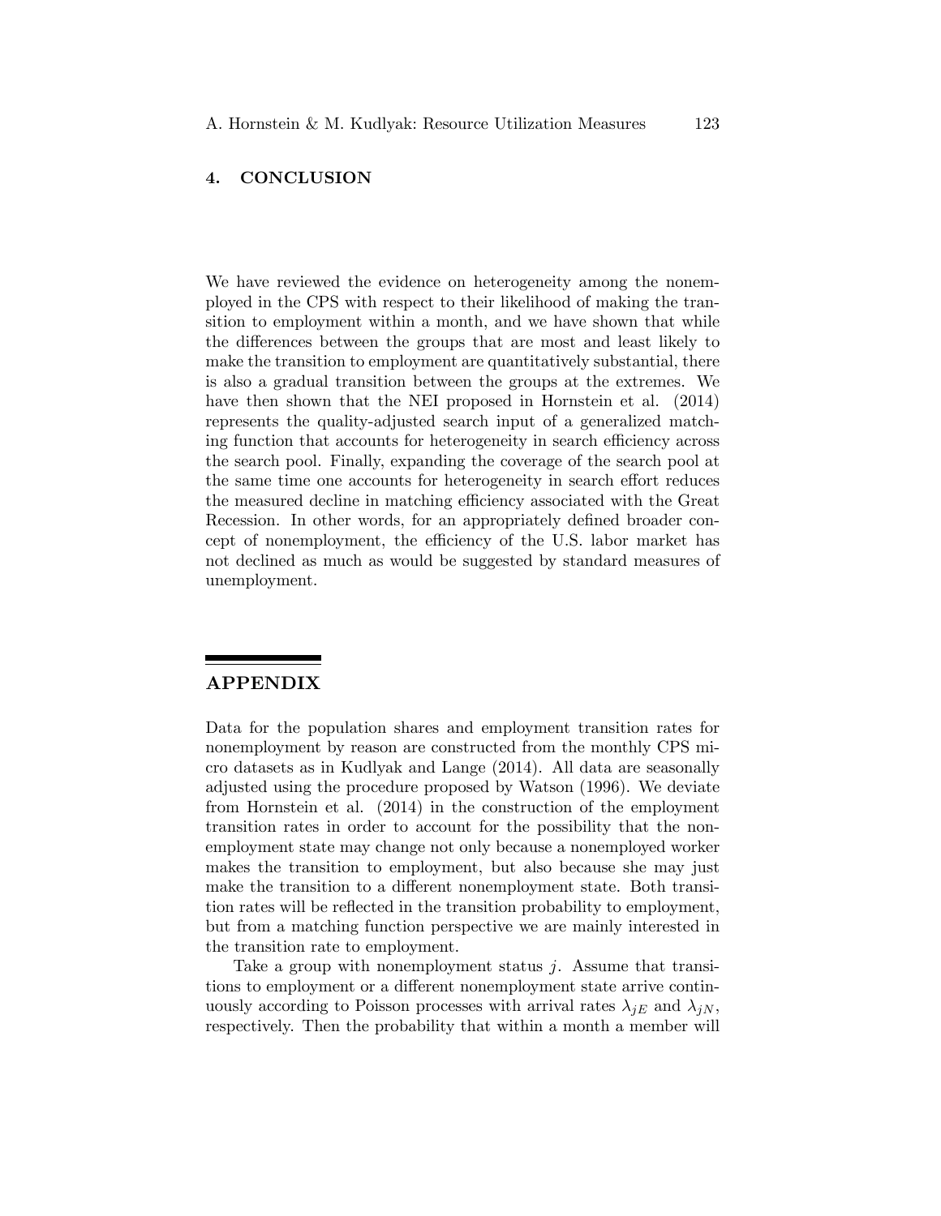## 4. CONCLUSION

We have reviewed the evidence on heterogeneity among the nonemployed in the CPS with respect to their likelihood of making the transition to employment within a month, and we have shown that while the differences between the groups that are most and least likely to make the transition to employment are quantitatively substantial, there is also a gradual transition between the groups at the extremes. We have then shown that the NEI proposed in Hornstein et al. (2014) represents the quality-adjusted search input of a generalized matching function that accounts for heterogeneity in search efficiency across the search pool. Finally, expanding the coverage of the search pool at the same time one accounts for heterogeneity in search effort reduces the measured decline in matching efficiency associated with the Great Recession. In other words, for an appropriately defined broader concept of nonemployment, the efficiency of the U.S. labor market has not declined as much as would be suggested by standard measures of unemployment.

## APPENDIX

Data for the population shares and employment transition rates for nonemployment by reason are constructed from the monthly CPS micro datasets as in Kudlyak and Lange (2014). All data are seasonally adjusted using the procedure proposed by Watson (1996). We deviate from Hornstein et al. (2014) in the construction of the employment transition rates in order to account for the possibility that the nonemployment state may change not only because a nonemployed worker makes the transition to employment, but also because she may just make the transition to a different nonemployment state. Both transition rates will be reflected in the transition probability to employment, but from a matching function perspective we are mainly interested in the transition rate to employment.

Take a group with nonemployment status $j$. Assume that transitions to employment or a different nonemployment state arrive continuously according to Poisson processes with arrival rates $\lambda_{jE}$ and $\lambda_{jN}$, respectively. Then the probability that within a month a member will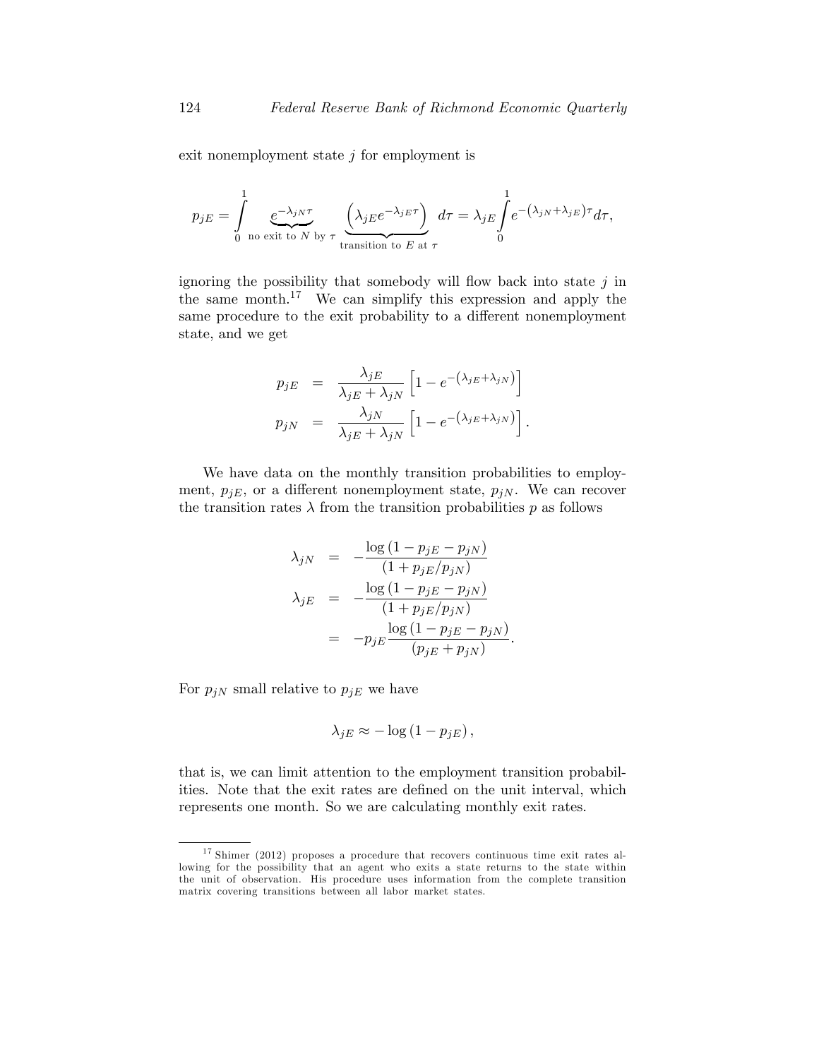exit nonemployment state $j$ for employment is

$$p_{jE} = \int_0^1 \underbrace{e^{-\lambda_{jN}\tau}}_{\text{no exit to } N \text{ by } \tau} \underbrace{\left(\lambda_{jE} e^{-\lambda_{jE}\tau}\right)}_{\text{transition to } E \text{ at } \tau} d\tau = \lambda_{jE} \int_0^1 e^{-\left(\lambda_{jN}+\lambda_{jE}\right)\tau} d\tau,$$

ignoring the possibility that somebody will flow back into state $j$ in the same month.[17] We can simplify this expression and apply the same procedure to the exit probability to a different nonemployment state, and we get

$$\begin{aligned}
p_{jE} &= \frac{\lambda_{jE}}{\lambda_{jE}+\lambda_{jN}}\left[1-e^{-\left(\lambda_{jE}+\lambda_{jN}\right)}\right] \\
p_{jN} &= \frac{\lambda_{jN}}{\lambda_{jE}+\lambda_{jN}}\left[1-e^{-\left(\lambda_{jE}+\lambda_{jN}\right)}\right].
\end{aligned}$$

We have data on the monthly transition probabilities to employment, $p_{jE}$, or a different nonemployment state, $p_{jN}$. We can recover the transition rates $\lambda$ from the transition probabilities $p$ as follows

$$\begin{aligned}
\lambda_{jN} &= -\frac{\log\left(1-p_{jE}-p_{jN}\right)}{\left(1+p_{jE}/p_{jN}\right)} \\
\lambda_{jE} &= -\frac{\log\left(1-p_{jE}-p_{jN}\right)}{\left(1+p_{jE}/p_{jN}\right)} \\
&= -p_{jE}\frac{\log\left(1-p_{jE}-p_{jN}\right)}{\left(p_{jE}+p_{jN}\right)}.
\end{aligned}$$

For $p_{jN}$ small relative to $p_{jE}$ we have

$$\lambda_{jE} \approx -\log\left(1-p_{jE}\right),$$

that is, we can limit attention to the employment transition probabilities. Note that the exit rates are defined on the unit interval, which represents one month. So we are calculating monthly exit rates.

[17] Shimer (2012) proposes a procedure that recovers continuous time exit rates allowing for the possibility that an agent who exits a state returns to the state within the unit of observation. His procedure uses information from the complete transition matrix covering transitions between all labor market states.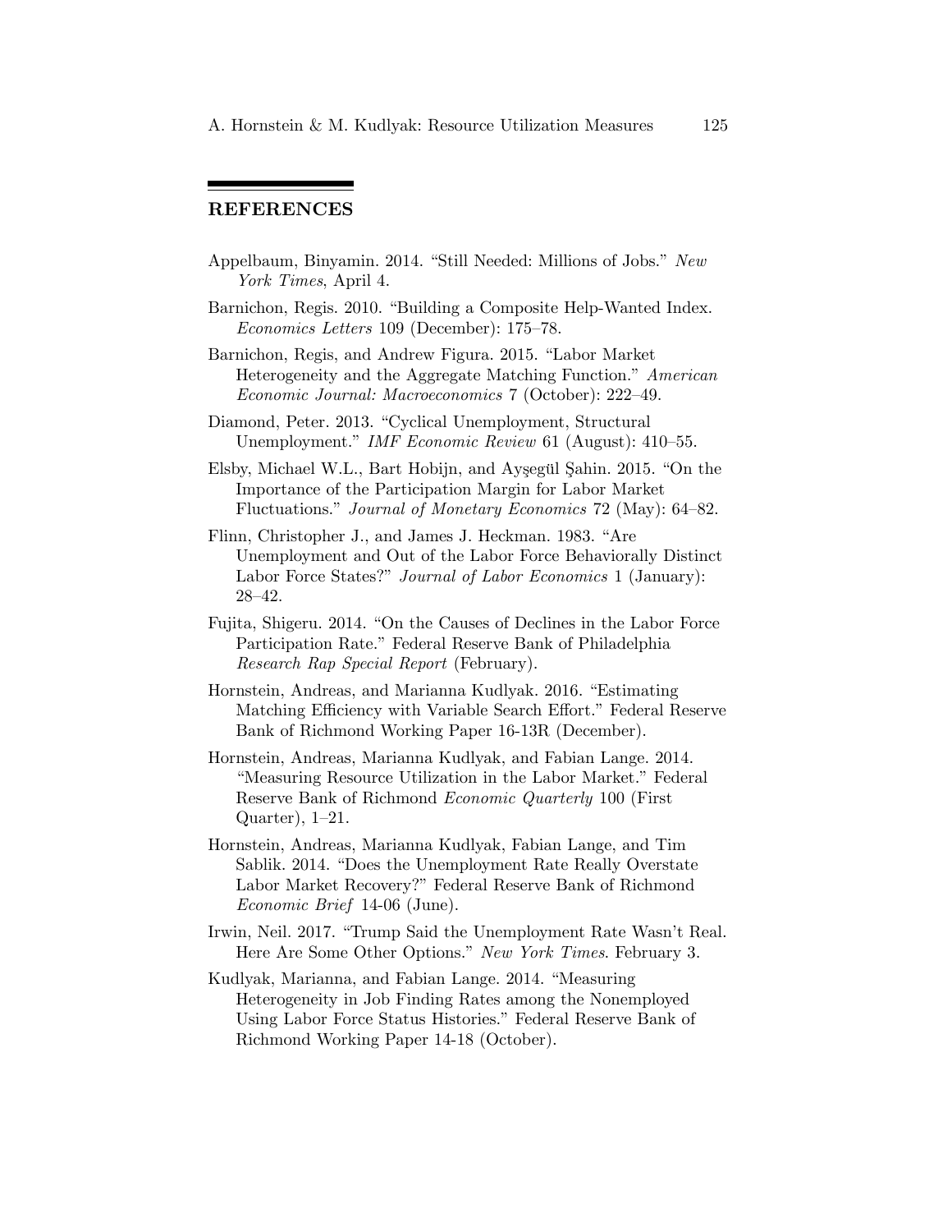## REFERENCES

Appelbaum, Binyamin. 2014. "Still Needed: Millions of Jobs." *New York Times*, April 4.

Barnichon, Regis. 2010. "Building a Composite Help-Wanted Index. *Economics Letters* 109 (December): 175–78.

Barnichon, Regis, and Andrew Figura. 2015. "Labor Market Heterogeneity and the Aggregate Matching Function." *American Economic Journal: Macroeconomics* 7 (October): 222–49.

Diamond, Peter. 2013. "Cyclical Unemployment, Structural Unemployment." *IMF Economic Review* 61 (August): 410–55.

Elsby, Michael W.L., Bart Hobijn, and Ayşegül Şahin. 2015. "On the Importance of the Participation Margin for Labor Market Fluctuations." *Journal of Monetary Economics* 72 (May): 64–82.

Flinn, Christopher J., and James J. Heckman. 1983. "Are Unemployment and Out of the Labor Force Behaviorally Distinct Labor Force States?" *Journal of Labor Economics* 1 (January): 28–42.

Fujita, Shigeru. 2014. "On the Causes of Declines in the Labor Force Participation Rate." Federal Reserve Bank of Philadelphia *Research Rap Special Report* (February).

Hornstein, Andreas, and Marianna Kudlyak. 2016. "Estimating Matching Efficiency with Variable Search Effort." Federal Reserve Bank of Richmond Working Paper 16-13R (December).

Hornstein, Andreas, Marianna Kudlyak, and Fabian Lange. 2014. "Measuring Resource Utilization in the Labor Market." Federal Reserve Bank of Richmond *Economic Quarterly* 100 (First Quarter), 1–21.

Hornstein, Andreas, Marianna Kudlyak, Fabian Lange, and Tim Sablik. 2014. "Does the Unemployment Rate Really Overstate Labor Market Recovery?" Federal Reserve Bank of Richmond *Economic Brief* 14-06 (June).

Irwin, Neil. 2017. "Trump Said the Unemployment Rate Wasn't Real. Here Are Some Other Options." *New York Times*. February 3.

Kudlyak, Marianna, and Fabian Lange. 2014. "Measuring Heterogeneity in Job Finding Rates among the Nonemployed Using Labor Force Status Histories." Federal Reserve Bank of Richmond Working Paper 14-18 (October).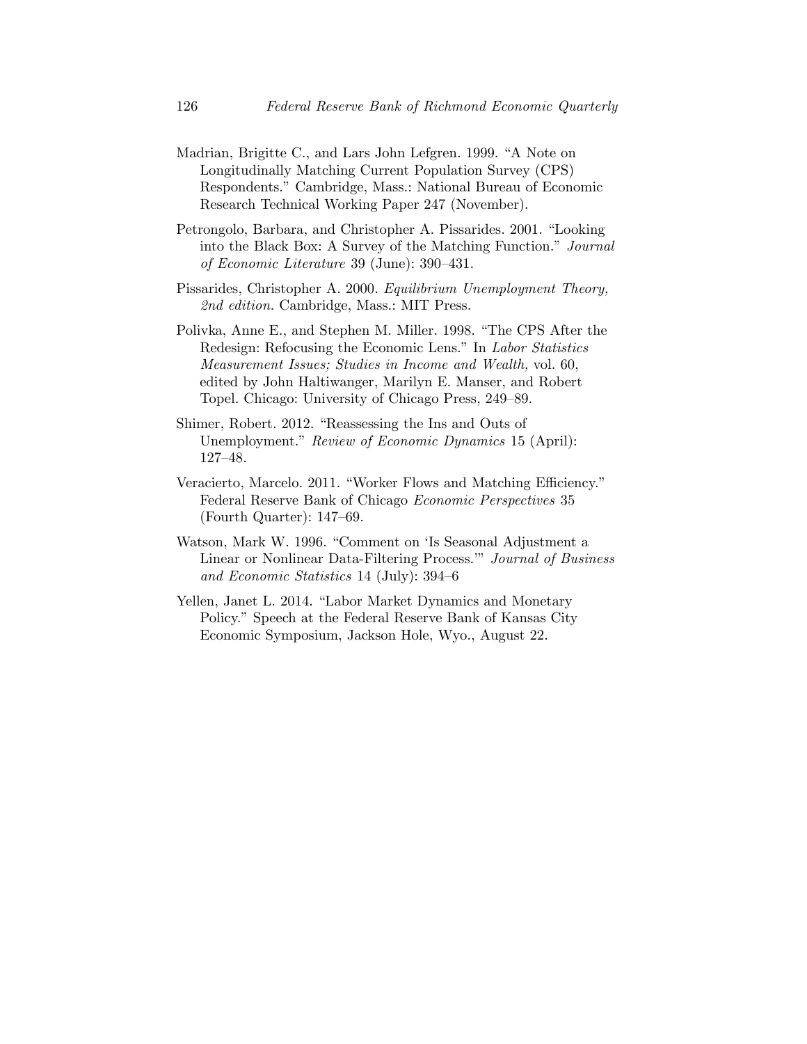Madrian, Brigitte C., and Lars John Lefgren. 1999. "A Note on Longitudinally Matching Current Population Survey (CPS) Respondents." Cambridge, Mass.: National Bureau of Economic Research Technical Working Paper 247 (November).

Petrongolo, Barbara, and Christopher A. Pissarides. 2001. "Looking into the Black Box: A Survey of the Matching Function." *Journal of Economic Literature* 39 (June): 390–431.

Pissarides, Christopher A. 2000. *Equilibrium Unemployment Theory, 2nd edition.* Cambridge, Mass.: MIT Press.

Polivka, Anne E., and Stephen M. Miller. 1998. "The CPS After the Redesign: Refocusing the Economic Lens." In *Labor Statistics Measurement Issues; Studies in Income and Wealth,* vol. 60, edited by John Haltiwanger, Marilyn E. Manser, and Robert Topel. Chicago: University of Chicago Press, 249–89.

Shimer, Robert. 2012. "Reassessing the Ins and Outs of Unemployment." *Review of Economic Dynamics* 15 (April): 127–48.

Veracierto, Marcelo. 2011. "Worker Flows and Matching Efficiency." Federal Reserve Bank of Chicago *Economic Perspectives* 35 (Fourth Quarter): 147–69.

Watson, Mark W. 1996. "Comment on 'Is Seasonal Adjustment a Linear or Nonlinear Data-Filtering Process.'" *Journal of Business and Economic Statistics* 14 (July): 394–6

Yellen, Janet L. 2014. "Labor Market Dynamics and Monetary Policy." Speech at the Federal Reserve Bank of Kansas City Economic Symposium, Jackson Hole, Wyo., August 22.